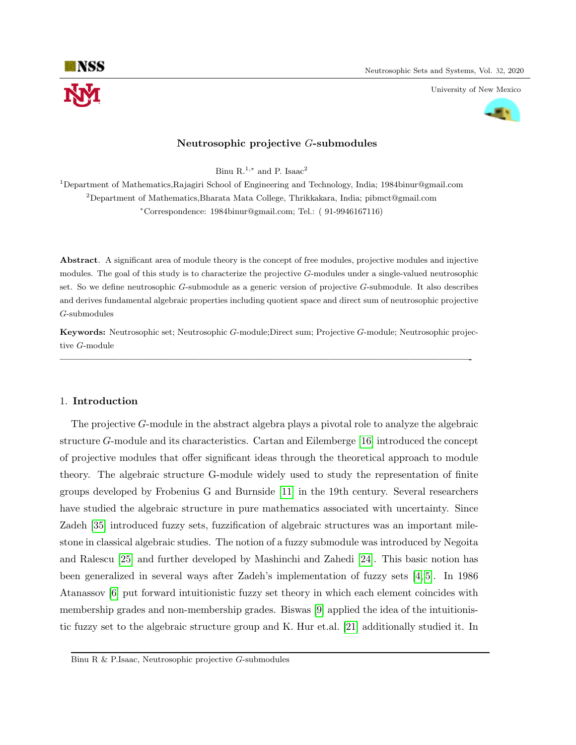# Neutrosophic projective $G$-submodules

Binu R.[1,*] and P. Isaac[2]

[1]Department of Mathematics,Rajagiri School of Engineering and Technology, India; 1984binur@gmail.com

[2]Department of Mathematics,Bharata Mata College, Thrikkakara, India; pibmct@gmail.com

[*]Correspondence: 1984binur@gmail.com; Tel.: ( 91-9946167116)

**Abstract**. A significant area of module theory is the concept of free modules, projective modules and injective modules. The goal of this study is to characterize the projective $G$-modules under a single-valued neutrosophic set. So we define neutrosophic $G$-submodule as a generic version of projective $G$-submodule. It also describes and derives fundamental algebraic properties including quotient space and direct sum of neutrosophic projective $G$-submodules

**Keywords:** Neutrosophic set; Neutrosophic $G$-module;Direct sum; Projective $G$-module; Neutrosophic projective $G$-module

## 1. Introduction

The projective $G$-module in the abstract algebra plays a pivotal role to analyze the algebraic structure $G$-module and its characteristics. Cartan and Eilemberge [16] introduced the concept of projective modules that offer significant ideas through the theoretical approach to module theory. The algebraic structure G-module widely used to study the representation of finite groups developed by Frobenius G and Burnside [11] in the 19th century. Several researchers have studied the algebraic structure in pure mathematics associated with uncertainty. Since Zadeh [35] introduced fuzzy sets, fuzzification of algebraic structures was an important milestone in classical algebraic studies. The notion of a fuzzy submodule was introduced by Negoita and Ralescu [25] and further developed by Mashinchi and Zahedi [24]. This basic notion has been generalized in several ways after Zadeh's implementation of fuzzy sets [4,5]. In 1986 Atanassov [6] put forward intuitionistic fuzzy set theory in which each element coincides with membership grades and non-membership grades. Biswas [9] applied the idea of the intuitionistic fuzzy set to the algebraic structure group and K. Hur et.al. [21] additionally studied it. In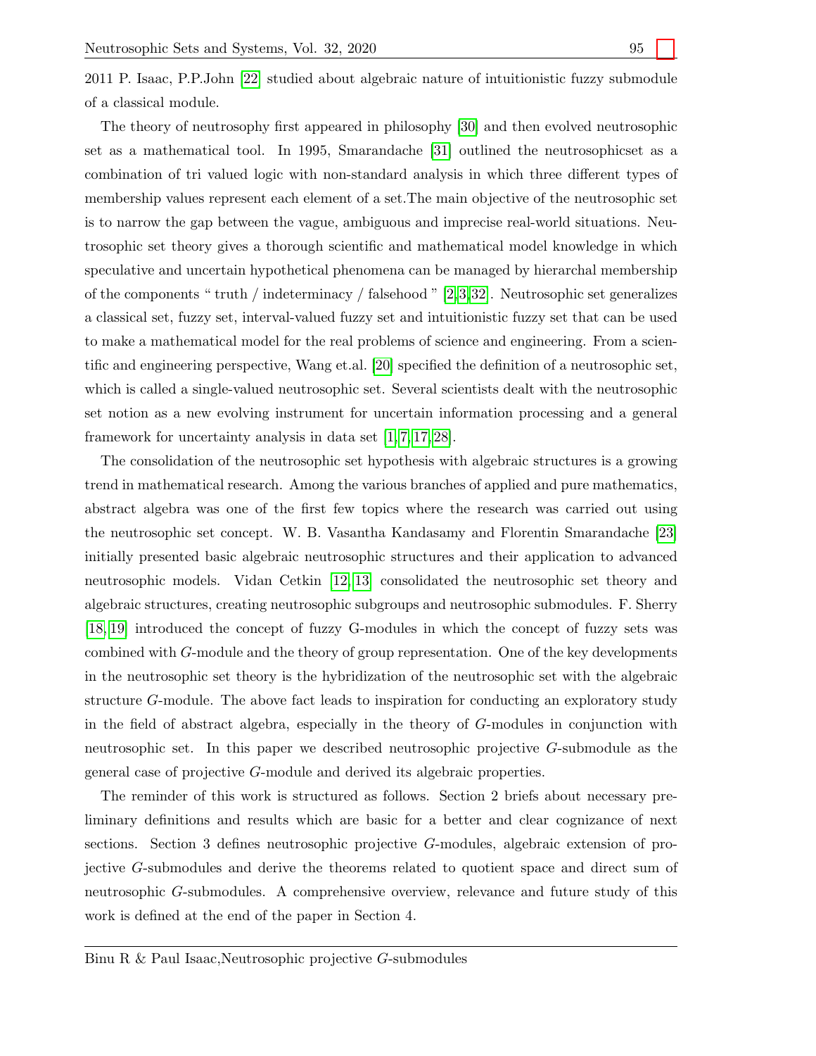2011 P. Isaac, P.P.John [22] studied about algebraic nature of intuitionistic fuzzy submodule of a classical module.

The theory of neutrosophy first appeared in philosophy [30] and then evolved neutrosophic set as a mathematical tool. In 1995, Smarandache [31] outlined the neutrosophicset as a combination of tri valued logic with non-standard analysis in which three different types of membership values represent each element of a set.The main objective of the neutrosophic set is to narrow the gap between the vague, ambiguous and imprecise real-world situations. Neutrosophic set theory gives a thorough scientific and mathematical model knowledge in which speculative and uncertain hypothetical phenomena can be managed by hierarchal membership of the components " truth / indeterminacy / falsehood " [2,3,32]. Neutrosophic set generalizes a classical set, fuzzy set, interval-valued fuzzy set and intuitionistic fuzzy set that can be used to make a mathematical model for the real problems of science and engineering. From a scientific and engineering perspective, Wang et.al. [20] specified the definition of a neutrosophic set, which is called a single-valued neutrosophic set. Several scientists dealt with the neutrosophic set notion as a new evolving instrument for uncertain information processing and a general framework for uncertainty analysis in data set [1,7,17,28].

The consolidation of the neutrosophic set hypothesis with algebraic structures is a growing trend in mathematical research. Among the various branches of applied and pure mathematics, abstract algebra was one of the first few topics where the research was carried out using the neutrosophic set concept. W. B. Vasantha Kandasamy and Florentin Smarandache [23] initially presented basic algebraic neutrosophic structures and their application to advanced neutrosophic models. Vidan Cetkin [12,13] consolidated the neutrosophic set theory and algebraic structures, creating neutrosophic subgroups and neutrosophic submodules. F. Sherry [18,19] introduced the concept of fuzzy G-modules in which the concept of fuzzy sets was combined with $G$-module and the theory of group representation. One of the key developments in the neutrosophic set theory is the hybridization of the neutrosophic set with the algebraic structure $G$-module. The above fact leads to inspiration for conducting an exploratory study in the field of abstract algebra, especially in the theory of $G$-modules in conjunction with neutrosophic set. In this paper we described neutrosophic projective $G$-submodule as the general case of projective $G$-module and derived its algebraic properties.

The reminder of this work is structured as follows. Section 2 briefs about necessary preliminary definitions and results which are basic for a better and clear cognizance of next sections. Section 3 defines neutrosophic projective $G$-modules, algebraic extension of projective $G$-submodules and derive the theorems related to quotient space and direct sum of neutrosophic $G$-submodules. A comprehensive overview, relevance and future study of this work is defined at the end of the paper in Section 4.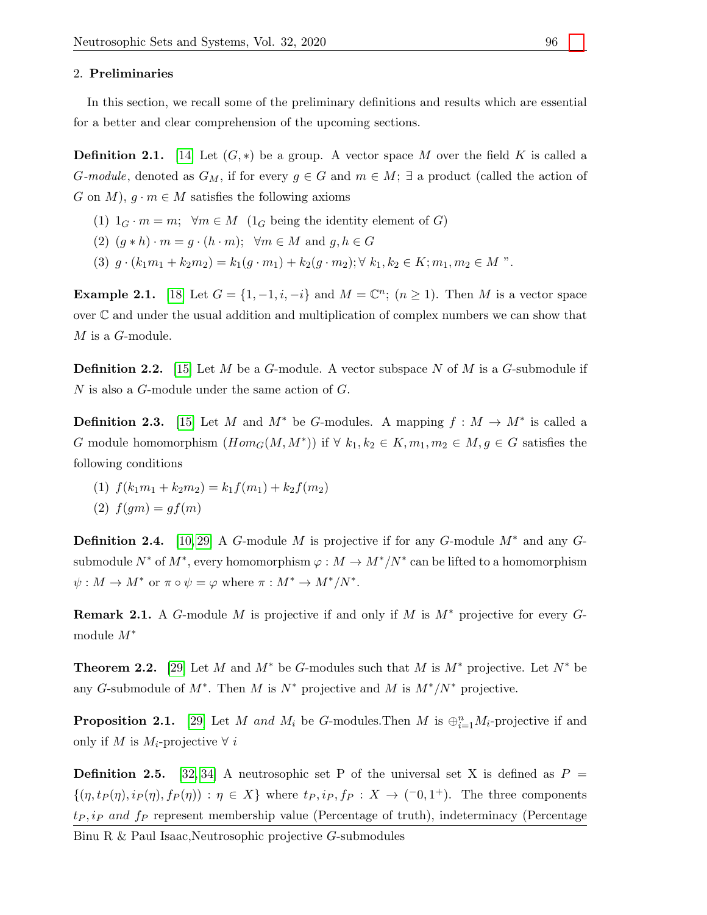## 2. **Preliminaries**

In this section, we recall some of the preliminary definitions and results which are essential for a better and clear comprehension of the upcoming sections.

**Definition 2.1.** [14] Let $(G, *)$ be a group. A vector space $M$ over the field $K$ is called a $G$-*module*, denoted as $G_M$, if for every $g \in G$ and $m \in M$; $\exists$ a product (called the action of $G$ on $M$), $g \cdot m \in M$ satisfies the following axioms

(1) $1_G \cdot m = m; \ \ \forall m \in M$ ($1_G$ being the identity element of $G$)
(2) $(g * h) \cdot m = g \cdot (h \cdot m); \ \ \forall m \in M$ and $g, h \in G$
(3) $g \cdot (k_1 m_1 + k_2 m_2) = k_1(g \cdot m_1) + k_2(g \cdot m_2); \forall \ k_1, k_2 \in K; m_1, m_2 \in M$ ".

**Example 2.1.** [18] Let $G = \{1, -1, i, -i\}$ and $M = \mathbb{C}^n$; $(n \geq 1)$. Then $M$ is a vector space over $\mathbb{C}$ and under the usual addition and multiplication of complex numbers we can show that $M$ is a $G$-module.

**Definition 2.2.** [15] Let $M$ be a $G$-module. A vector subspace $N$ of $M$ is a $G$-submodule if $N$ is also a $G$-module under the same action of $G$.

**Definition 2.3.** [15] Let $M$ and $M^*$ be $G$-modules. A mapping $f : M \to M^*$ is called a $G$ module homomorphism ($Hom_G(M, M^*)$) if $\forall \ k_1, k_2 \in K, m_1, m_2 \in M, g \in G$ satisfies the following conditions

(1) $f(k_1 m_1 + k_2 m_2) = k_1 f(m_1) + k_2 f(m_2)$
(2) $f(gm) = gf(m)$

**Definition 2.4.** [10, 29] A $G$-module $M$ is projective if for any $G$-module $M^*$ and any $G$-submodule $N^*$ of $M^*$, every homomorphism $\varphi : M \to M^*/N^*$ can be lifted to a homomorphism $\psi : M \to M^*$ or $\pi \circ \psi = \varphi$ where $\pi : M^* \to M^*/N^*$.

**Remark 2.1.** A $G$-module $M$ is projective if and only if $M$ is $M^*$ projective for every $G$-module $M^*$

**Theorem 2.2.** [29] Let $M$ and $M^*$ be $G$-modules such that $M$ is $M^*$ projective. Let $N^*$ be any $G$-submodule of $M^*$. Then $M$ is $N^*$ projective and $M$ is $M^*/N^*$ projective.

**Proposition 2.1.** [29] Let $M$ *and* $M_i$ be $G$-modules.Then $M$ is $\oplus_{i=1}^{n} M_i$-projective if and only if $M$ is $M_i$-projective $\forall \ i$

**Definition 2.5.** [32, 34] A neutrosophic set P of the universal set X is defined as $P = \{(\eta, t_P(\eta), i_P(\eta), f_P(\eta)) : \eta \in X\}$ where $t_P, i_P, f_P : X \to (^-0, 1^+)$. The three components $t_P, i_P$ *and* $f_P$ represent membership value (Percentage of truth), indeterminacy (Percentage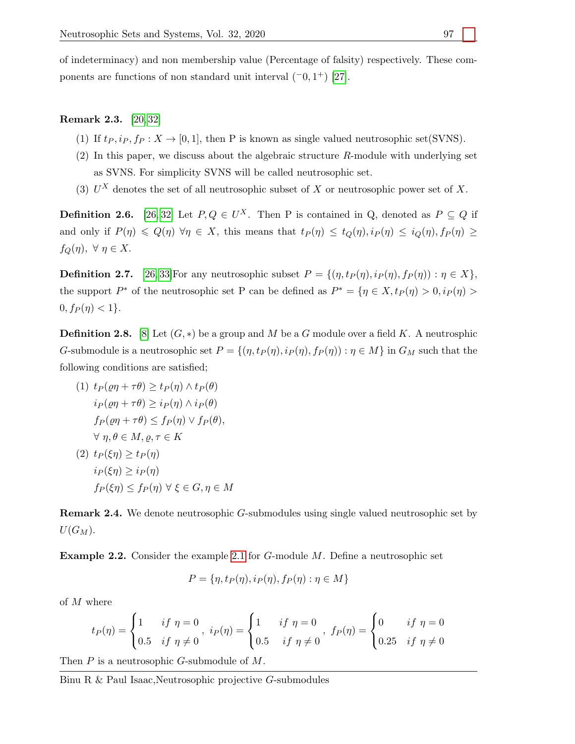of indeterminacy) and non membership value (Percentage of falsity) respectively. These components are functions of non standard unit interval $(^{-}0, 1^{+})$ [27].

**Remark 2.3.** [20,32]

1. If $t_P, i_P, f_P : X \to [0,1]$, then P is known as single valued neutrosophic set(SVNS).
2. In this paper, we discuss about the algebraic structure $R$-module with underlying set as SVNS. For simplicity SVNS will be called neutrosophic set.
3. $U^X$ denotes the set of all neutrosophic subset of $X$ or neutrosophic power set of $X$.

**Definition 2.6.** [26,32] Let $P, Q \in U^X$. Then P is contained in Q, denoted as $P \subseteq Q$ if and only if $P(\eta) \leqslant Q(\eta)$ $\forall \eta \in X$, this means that $t_P(\eta) \leq t_Q(\eta), i_P(\eta) \leq i_Q(\eta), f_P(\eta) \geq f_Q(\eta),\ \forall\ \eta \in X$.

**Definition 2.7.** [26,33]For any neutrosophic subset $P = \{(\eta, t_P(\eta), i_P(\eta), f_P(\eta)) : \eta \in X\}$, the support $P^*$ of the neutrosophic set P can be defined as $P^* = \{\eta \in X, t_P(\eta) > 0, i_P(\eta) > 0, f_P(\eta) < 1\}$.

**Definition 2.8.** [8] Let $(G, *)$ be a group and $M$ be a $G$ module over a field $K$. A neutrosphic $G$-submodule is a neutrosophic set $P = \{(\eta, t_P(\eta), i_P(\eta), f_P(\eta)) : \eta \in M\}$ in $G_M$ such that the following conditions are satisfied;

(1) $t_P(\varrho\eta + \tau\theta) \geq t_P(\eta) \wedge t_P(\theta)$
$i_P(\varrho\eta + \tau\theta) \geq i_P(\eta) \wedge i_P(\theta)$
$f_P(\varrho\eta + \tau\theta) \leq f_P(\eta) \vee f_P(\theta)$,
$\forall\ \eta, \theta \in M, \varrho, \tau \in K$

(2) $t_P(\xi\eta) \geq t_P(\eta)$
$i_P(\xi\eta) \geq i_P(\eta)$
$f_P(\xi\eta) \leq f_P(\eta)\ \forall\ \xi \in G, \eta \in M$

**Remark 2.4.** We denote neutrosophic $G$-submodules using single valued neutrosophic set by $U(G_M)$.

**Example 2.2.** Consider the example 2.1 for $G$-module $M$. Define a neutrosophic set

$$P = \{\eta, t_P(\eta), i_P(\eta), f_P(\eta) : \eta \in M\}$$

of $M$ where

$$t_P(\eta) = \begin{cases} 1 & if\ \eta = 0 \\ 0.5 & if\ \eta \neq 0 \end{cases},\ i_P(\eta) = \begin{cases} 1 & if\ \eta = 0 \\ 0.5 & if\ \eta \neq 0 \end{cases},\ f_P(\eta) = \begin{cases} 0 & if\ \eta = 0 \\ 0.25 & if\ \eta \neq 0 \end{cases}$$

Then $P$ is a neutrosophic $G$-submodule of $M$.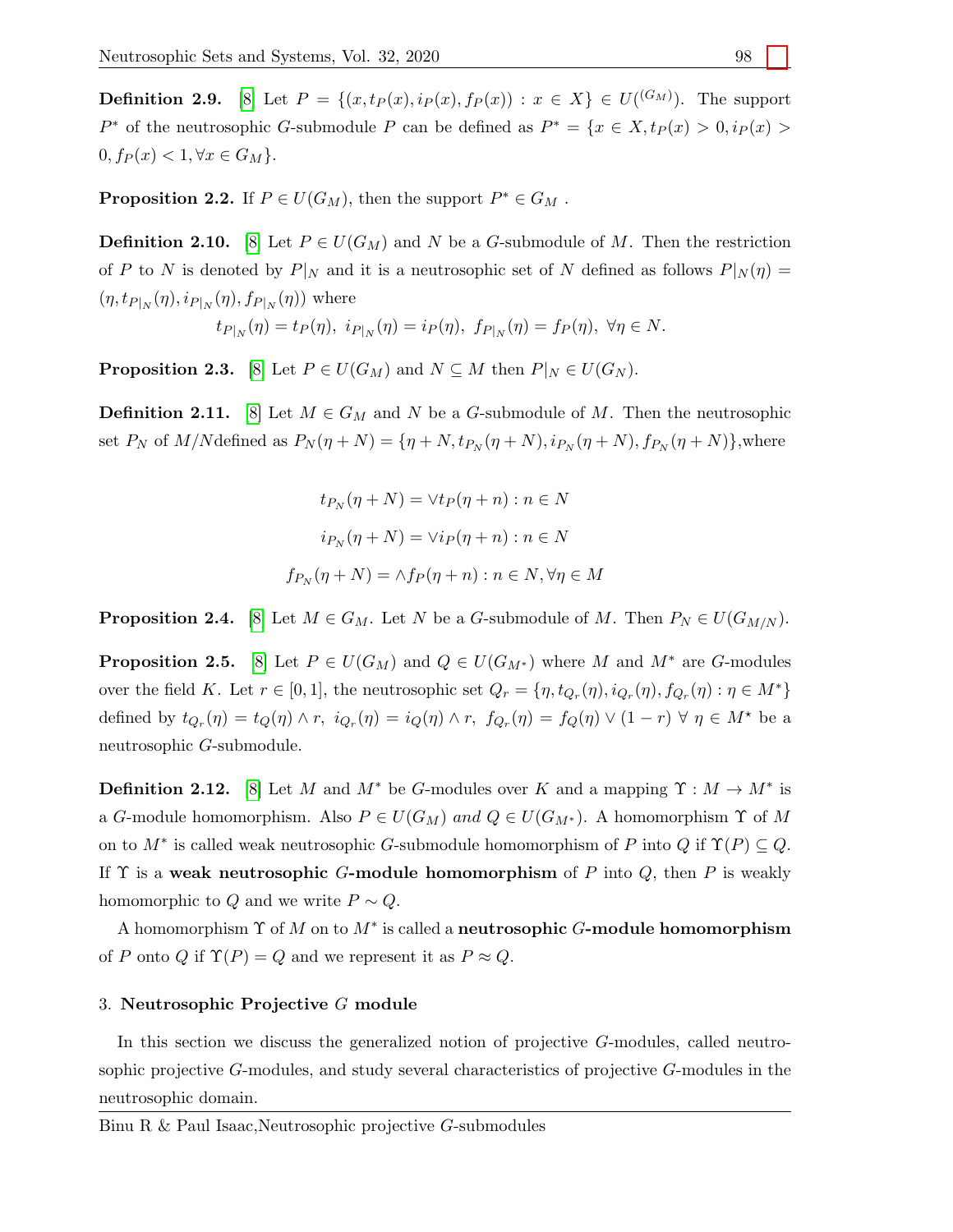**Definition 2.9.** [8] Let $P = \{(x, t_P(x), i_P(x), f_P(x)) : x \in X\} \in U^{((G_M))}$. The support $P^*$ of the neutrosophic $G$-submodule $P$ can be defined as $P^* = \{x \in X, t_P(x) > 0, i_P(x) > 0, f_P(x) < 1, \forall x \in G_M\}$.

**Proposition 2.2.** If $P \in U(G_M)$, then the support $P^* \in G_M$ .

**Definition 2.10.** [8] Let $P \in U(G_M)$ and $N$ be a $G$-submodule of $M$. Then the restriction of $P$ to $N$ is denoted by $P|_N$ and it is a neutrosophic set of $N$ defined as follows $P|_N(\eta) = (\eta, t_{P|_N}(\eta), i_{P|_N}(\eta), f_{P|_N}(\eta))$ where

$$t_{P|_N}(\eta) = t_P(\eta),\ i_{P|_N}(\eta) = i_P(\eta),\ f_{P|_N}(\eta) = f_P(\eta),\ \forall \eta \in N.$$

**Proposition 2.3.** [8] Let $P \in U(G_M)$ and $N \subseteq M$ then $P|_N \in U(G_N)$.

**Definition 2.11.** [8] Let $M \in G_M$ and $N$ be a $G$-submodule of $M$. Then the neutrosophic set $P_N$ of $M/N$defined as $P_N(\eta + N) = \{\eta + N, t_{P_N}(\eta + N), i_{P_N}(\eta + N), f_{P_N}(\eta + N)\}$,where

$$t_{P_N}(\eta + N) = \vee t_P(\eta + n) : n \in N$$

$$i_{P_N}(\eta + N) = \vee i_P(\eta + n) : n \in N$$

$$f_{P_N}(\eta + N) = \wedge f_P(\eta + n) : n \in N, \forall \eta \in M$$

**Proposition 2.4.** [8] Let $M \in G_M$. Let $N$ be a $G$-submodule of $M$. Then $P_N \in U(G_{M/N})$.

**Proposition 2.5.** [8] Let $P \in U(G_M)$ and $Q \in U(G_{M^*})$ where $M$ and $M^*$ are $G$-modules over the field $K$. Let $r \in [0, 1]$, the neutrosophic set $Q_r = \{\eta, t_{Q_r}(\eta), i_{Q_r}(\eta), f_{Q_r}(\eta) : \eta \in M^*\}$ defined by $t_{Q_r}(\eta) = t_Q(\eta) \wedge r,\ i_{Q_r}(\eta) = i_Q(\eta) \wedge r,\ f_{Q_r}(\eta) = f_Q(\eta) \vee (1 - r)\ \forall\ \eta \in M^\star$ be a neutrosophic $G$-submodule.

**Definition 2.12.** [8] Let $M$ and $M^*$ be $G$-modules over $K$ and a mapping $\Upsilon : M \to M^*$ is a $G$-module homomorphism. Also $P \in U(G_M)$ *and* $Q \in U(G_{M^*})$. A homomorphism $\Upsilon$ of $M$ on to $M^*$ is called weak neutrosophic $G$-submodule homomorphism of $P$ into $Q$ if $\Upsilon(P) \subseteq Q$. If $\Upsilon$ is a **weak neutrosophic $G$-module homomorphism** of $P$ into $Q$, then $P$ is weakly homomorphic to $Q$ and we write $P \sim Q$.

A homomorphism $\Upsilon$ of $M$ on to $M^*$ is called a **neutrosophic $G$-module homomorphism** of $P$ onto $Q$ if $\Upsilon(P) = Q$ and we represent it as $P \approx Q$.

## 3. Neutrosophic Projective $G$ module

In this section we discuss the generalized notion of projective $G$-modules, called neutrosophic projective $G$-modules, and study several characteristics of projective $G$-modules in the neutrosophic domain.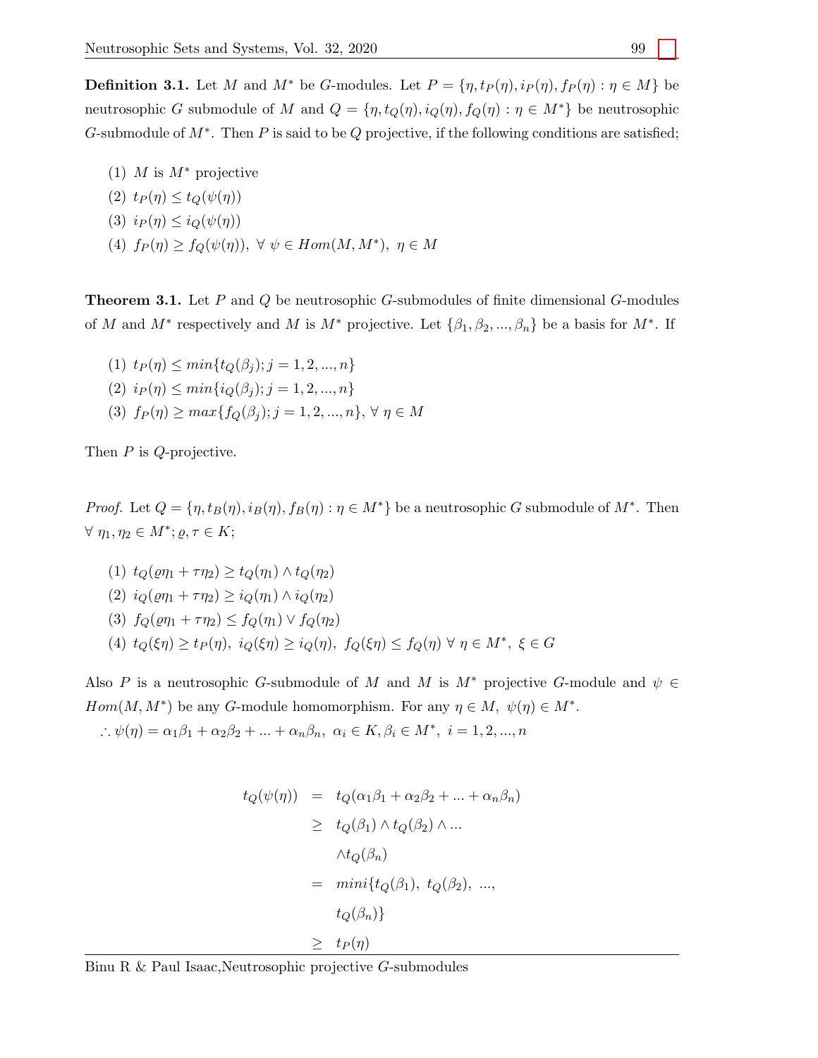**Definition 3.1.** Let $M$ and $M^*$ be $G$-modules. Let $P = \{\eta, t_P(\eta), i_P(\eta), f_P(\eta) : \eta \in M\}$ be neutrosophic $G$ submodule of $M$ and $Q = \{\eta, t_Q(\eta), i_Q(\eta), f_Q(\eta) : \eta \in M^*\}$ be neutrosophic $G$-submodule of $M^*$. Then $P$ is said to be $Q$ projective, if the following conditions are satisfied;

(1) $M$ is $M^*$ projective

(2) $t_P(\eta) \leq t_Q(\psi(\eta))$

(3) $i_P(\eta) \leq i_Q(\psi(\eta))$

(4) $f_P(\eta) \geq f_Q(\psi(\eta)),\ \forall\ \psi \in Hom(M, M^*),\ \eta \in M$

**Theorem 3.1.** Let $P$ and $Q$ be neutrosophic $G$-submodules of finite dimensional $G$-modules of $M$ and $M^*$ respectively and $M$ is $M^*$ projective. Let $\{\beta_1, \beta_2, ..., \beta_n\}$ be a basis for $M^*$. If

(1) $t_P(\eta) \leq min\{t_Q(\beta_j); j = 1, 2, ..., n\}$

(2) $i_P(\eta) \leq min\{i_Q(\beta_j); j = 1, 2, ..., n\}$

(3) $f_P(\eta) \geq max\{f_Q(\beta_j); j = 1, 2, ..., n\},\ \forall\ \eta \in M$

Then $P$ is $Q$-projective.

*Proof.* Let $Q = \{\eta, t_B(\eta), i_B(\eta), f_B(\eta) : \eta \in M^*\}$ be a neutrosophic $G$ submodule of $M^*$. Then $\forall\ \eta_1, \eta_2 \in M^*; \varrho, \tau \in K$;

(1) $t_Q(\varrho\eta_1 + \tau\eta_2) \geq t_Q(\eta_1) \wedge t_Q(\eta_2)$

(2) $i_Q(\varrho\eta_1 + \tau\eta_2) \geq i_Q(\eta_1) \wedge i_Q(\eta_2)$

(3) $f_Q(\varrho\eta_1 + \tau\eta_2) \leq f_Q(\eta_1) \vee f_Q(\eta_2)$

(4) $t_Q(\xi\eta) \geq t_P(\eta),\ i_Q(\xi\eta) \geq i_Q(\eta),\ f_Q(\xi\eta) \leq f_Q(\eta)\ \forall\ \eta \in M^*,\ \xi \in G$

Also $P$ is a neutrosophic $G$-submodule of $M$ and $M$ is $M^*$ projective $G$-module and $\psi \in Hom(M, M^*)$ be any $G$-module homomorphism. For any $\eta \in M,\ \psi(\eta) \in M^*$.

$\therefore \psi(\eta) = \alpha_1\beta_1 + \alpha_2\beta_2 + ... + \alpha_n\beta_n,\ \alpha_i \in K, \beta_i \in M^*,\ i = 1, 2, ..., n$

$$
\begin{aligned}
t_Q(\psi(\eta)) &= t_Q(\alpha_1\beta_1 + \alpha_2\beta_2 + ... + \alpha_n\beta_n) \\
&\geq t_Q(\beta_1) \wedge t_Q(\beta_2) \wedge ... \\
&\quad \wedge t_Q(\beta_n) \\
&= mini\{t_Q(\beta_1),\ t_Q(\beta_2),\ ..., \\
&\quad t_Q(\beta_n)\} \\
&\geq t_P(\eta)
\end{aligned}
$$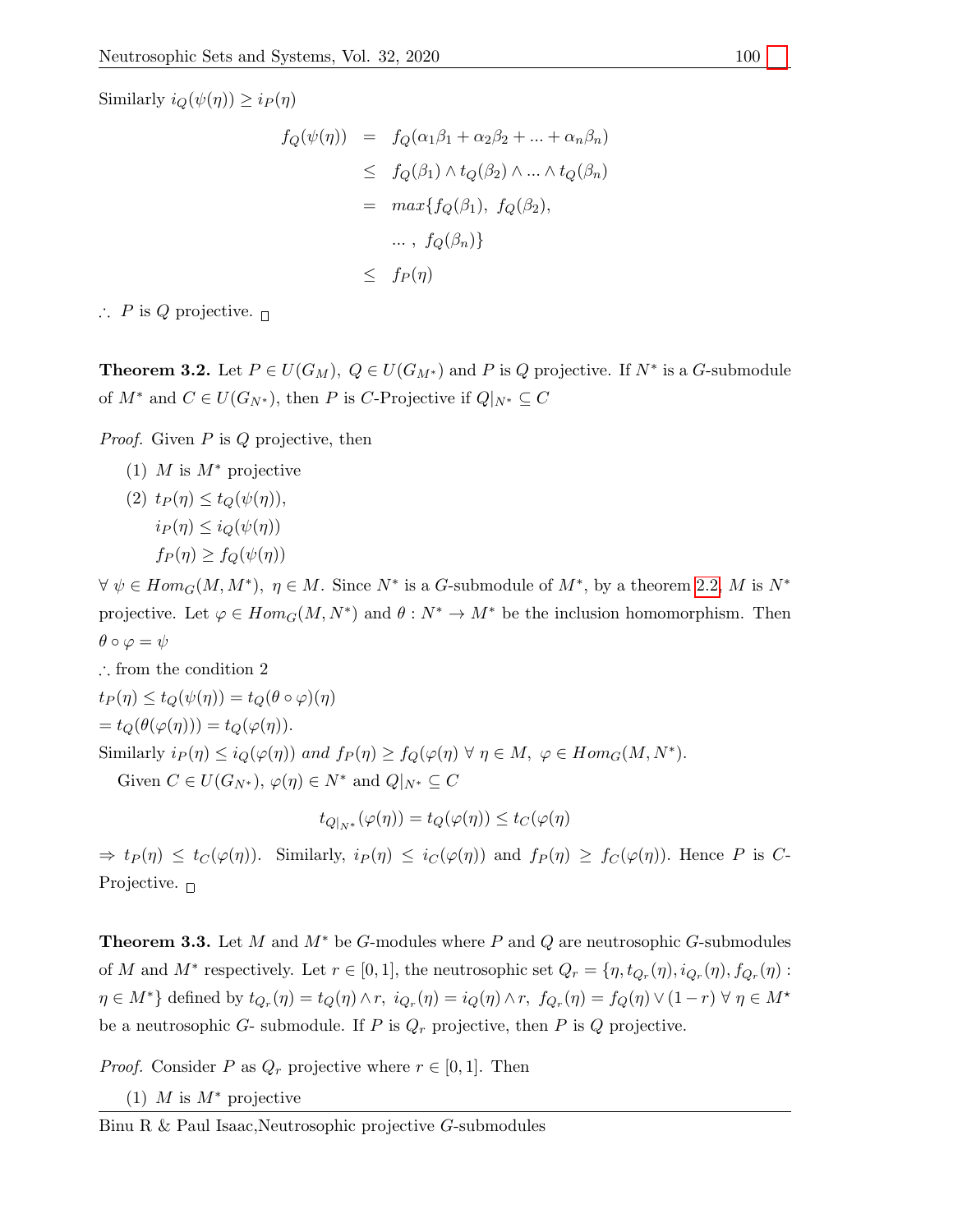Similarly $i_Q(\psi(\eta)) \geq i_P(\eta)$

$$
\begin{aligned}
f_Q(\psi(\eta)) &= f_Q(\alpha_1\beta_1 + \alpha_2\beta_2 + ... + \alpha_n\beta_n) \\
&\leq f_Q(\beta_1) \wedge t_Q(\beta_2) \wedge ... \wedge t_Q(\beta_n) \\
&= max\{f_Q(\beta_1),\ f_Q(\beta_2), \\
&\quad ... ,\ f_Q(\beta_n)\} \\
&\leq f_P(\eta)
\end{aligned}
$$

$\therefore$ $P$ is $Q$ projective. □

**Theorem 3.2.** Let $P \in U(G_M),\ Q \in U(G_{M^*})$ and $P$ is $Q$ projective. If $N^*$ is a $G$-submodule of $M^*$ and $C \in U(G_{N^*})$, then $P$ is $C$-Projective if $Q|_{N^*} \subseteq C$

*Proof.* Given $P$ is $Q$ projective, then

(1) $M$ is $M^*$ projective

(2) $t_P(\eta) \leq t_Q(\psi(\eta))$,
$i_P(\eta) \leq i_Q(\psi(\eta))$
$f_P(\eta) \geq f_Q(\psi(\eta))$

$\forall\ \psi \in Hom_G(M, M^*),\ \eta \in M$. Since $N^*$ is a $G$-submodule of $M^*$, by a theorem 2.2, $M$ is $N^*$ projective. Let $\varphi \in Hom_G(M, N^*)$ and $\theta : N^* \to M^*$ be the inclusion homomorphism. Then $\theta \circ \varphi = \psi$

$\therefore$ from the condition 2

$t_P(\eta) \leq t_Q(\psi(\eta)) = t_Q(\theta \circ \varphi)(\eta)$
$= t_Q(\theta(\varphi(\eta))) = t_Q(\varphi(\eta))$.

Similarly $i_P(\eta) \leq i_Q(\varphi(\eta))$ *and* $f_P(\eta) \geq f_Q(\varphi(\eta)\ \forall\ \eta \in M,\ \varphi \in Hom_G(M, N^*)$.

Given $C \in U(G_{N^*})$, $\varphi(\eta) \in N^*$ and $Q|_{N^*} \subseteq C$

$$t_{Q|_{N^*}}(\varphi(\eta)) = t_Q(\varphi(\eta)) \leq t_C(\varphi(\eta)$$

$\Rightarrow t_P(\eta) \leq t_C(\varphi(\eta))$. Similarly, $i_P(\eta) \leq i_C(\varphi(\eta))$ and $f_P(\eta) \geq f_C(\varphi(\eta))$. Hence $P$ is $C$-Projective. □

**Theorem 3.3.** Let $M$ and $M^*$ be $G$-modules where $P$ and $Q$ are neutrosophic $G$-submodules of $M$ and $M^*$ respectively. Let $r \in [0, 1]$, the neutrosophic set $Q_r = \{\eta, t_{Q_r}(\eta), i_{Q_r}(\eta), f_{Q_r}(\eta) : \eta \in M^*\}$ defined by $t_{Q_r}(\eta) = t_Q(\eta) \wedge r,\ i_{Q_r}(\eta) = i_Q(\eta) \wedge r,\ f_{Q_r}(\eta) = f_Q(\eta) \vee (1 - r)\ \forall\ \eta \in M^\star$ be a neutrosophic $G$- submodule. If $P$ is $Q_r$ projective, then $P$ is $Q$ projective.

*Proof.* Consider $P$ as $Q_r$ projective where $r \in [0, 1]$. Then

(1) $M$ is $M^*$ projective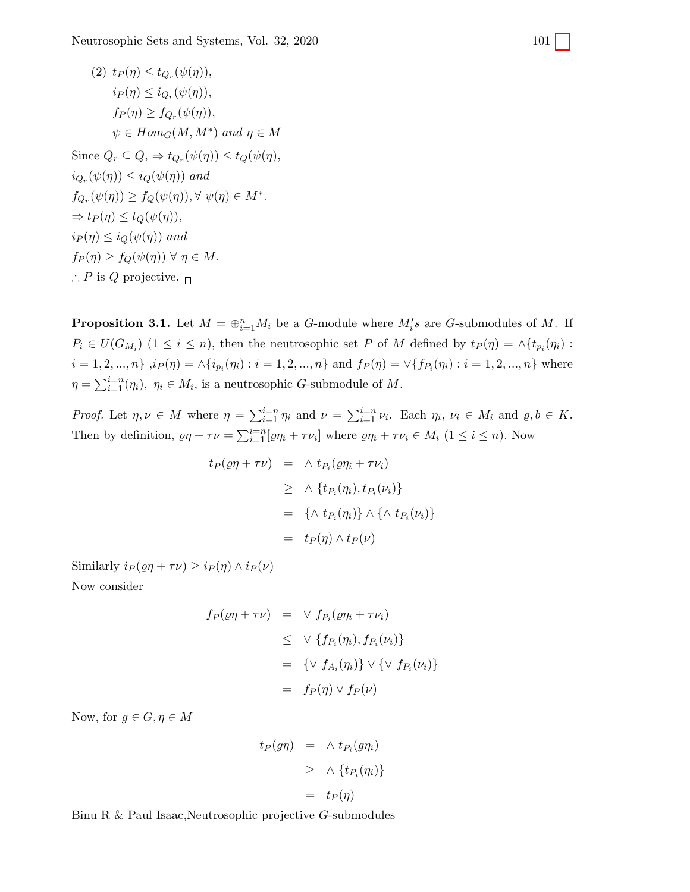(2) $t_P(\eta) \leq t_{Q_r}(\psi(\eta))$,
$i_P(\eta) \leq i_{Q_r}(\psi(\eta))$,
$f_P(\eta) \geq f_{Q_r}(\psi(\eta))$,
$\psi \in Hom_G(M, M^*)$ *and* $\eta \in M$

Since $Q_r \subseteq Q$, $\Rightarrow t_{Q_r}(\psi(\eta)) \leq t_Q(\psi(\eta)$,
$i_{Q_r}(\psi(\eta)) \leq i_Q(\psi(\eta))$ *and*
$f_{Q_r}(\psi(\eta)) \geq f_Q(\psi(\eta)), \forall\ \psi(\eta) \in M^*$.
$\Rightarrow t_P(\eta) \leq t_Q(\psi(\eta))$,
$i_P(\eta) \leq i_Q(\psi(\eta))$ *and*
$f_P(\eta) \geq f_Q(\psi(\eta))\ \forall\ \eta \in M$.
$\therefore P$ is $Q$ projective. □

**Proposition 3.1.** Let $M = \oplus_{i=1}^{n} M_i$ be a $G$-module where $M_i's$ are $G$-submodules of $M$. If $P_i \in U(G_{M_i})$ $(1 \leq i \leq n)$, then the neutrosophic set $P$ of $M$ defined by $t_P(\eta) = \wedge\{t_{p_i}(\eta_i) : i = 1, 2, ..., n\}$ ,$i_P(\eta) = \wedge\{i_{p_i}(\eta_i) : i = 1, 2, ..., n\}$ and $f_P(\eta) = \vee\{f_{P_i}(\eta_i) : i = 1, 2, ..., n\}$ where $\eta = \sum_{i=1}^{i=n}(\eta_i)$, $\eta_i \in M_i$, is a neutrosophic $G$-submodule of $M$.

*Proof.* Let $\eta, \nu \in M$ where $\eta = \sum_{i=1}^{i=n} \eta_i$ and $\nu = \sum_{i=1}^{i=n} \nu_i$. Each $\eta_i$, $\nu_i \in M_i$ and $\varrho, b \in K$. Then by definition, $\varrho\eta + \tau\nu = \sum_{i=1}^{i=n}[\varrho\eta_i + \tau\nu_i]$ where $\varrho\eta_i + \tau\nu_i \in M_i$ $(1 \leq i \leq n)$. Now

$$
\begin{aligned}
t_P(\varrho\eta + \tau\nu) &= \wedge\ t_{P_i}(\varrho\eta_i + \tau\nu_i) \\
&\geq \wedge\ \{t_{P_i}(\eta_i), t_{P_i}(\nu_i)\} \\
&= \{\wedge\ t_{P_i}(\eta_i)\} \wedge \{\wedge\ t_{P_i}(\nu_i)\} \\
&= t_P(\eta) \wedge t_P(\nu)
\end{aligned}
$$

Similarly $i_P(\varrho\eta + \tau\nu) \geq i_P(\eta) \wedge i_P(\nu)$

Now consider

$$
\begin{aligned}
f_P(\varrho\eta + \tau\nu) &= \vee\ f_{P_i}(\varrho\eta_i + \tau\nu_i) \\
&\leq \vee\ \{f_{P_i}(\eta_i), f_{P_i}(\nu_i)\} \\
&= \{\vee\ f_{A_i}(\eta_i)\} \vee \{\vee\ f_{P_i}(\nu_i)\} \\
&= f_P(\eta) \vee f_P(\nu)
\end{aligned}
$$

Now, for $g \in G, \eta \in M$

$$
\begin{aligned}
t_P(g\eta) &= \wedge\ t_{P_i}(g\eta_i) \\
&\geq \wedge\ \{t_{P_i}(\eta_i)\} \\
&= t_P(\eta)
\end{aligned}
$$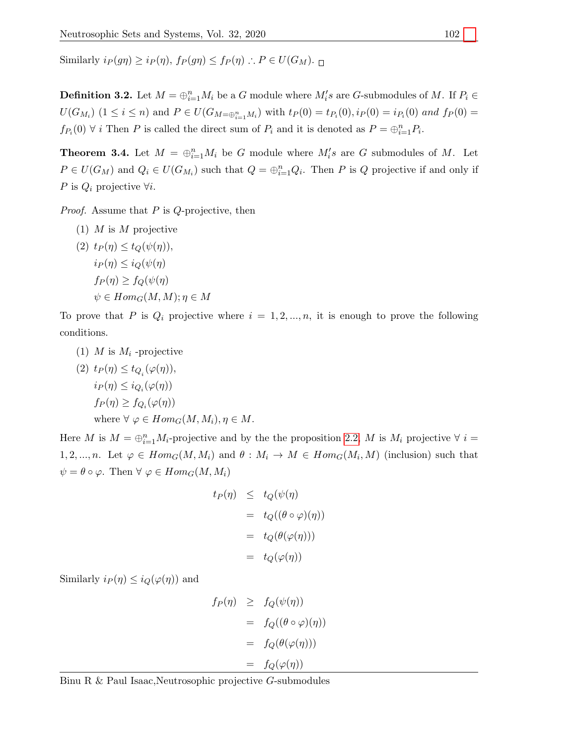Similarly $i_P(g\eta) \geq i_P(\eta)$, $f_P(g\eta) \leq f_P(\eta) \therefore P \in U(G_M)$. □

**Definition 3.2.** Let $M = \oplus_{i=1}^{n} M_i$ be a $G$ module where $M_i's$ are $G$-submodules of $M$. If $P_i \in U(G_{M_i})$ $(1 \leq i \leq n)$ and $P \in U(G_{M=\oplus_{i=1}^{n} M_i})$ with $t_P(0) = t_{P_i}(0), i_P(0) = i_{P_i}(0)$ *and* $f_P(0) = f_{P_i}(0)$ $\forall$ $i$ Then $P$ is called the direct sum of $P_i$ and it is denoted as $P = \oplus_{i=1}^{n} P_i$.

**Theorem 3.4.** Let $M = \oplus_{i=1}^{n} M_i$ be $G$ module where $M_i's$ are $G$ submodules of $M$. Let $P \in U(G_M)$ and $Q_i \in U(G_{M_i})$ such that $Q = \oplus_{i=1}^{n} Q_i$. Then $P$ is $Q$ projective if and only if $P$ is $Q_i$ projective $\forall i$.

*Proof.* Assume that $P$ is $Q$-projective, then

(1) $M$ is $M$ projective
(2) $t_P(\eta) \leq t_Q(\psi(\eta))$,
 $i_P(\eta) \leq i_Q(\psi(\eta)$
 $f_P(\eta) \geq f_Q(\psi(\eta)$
 $\psi \in Hom_G(M, M); \eta \in M$

To prove that $P$ is $Q_i$ projective where $i = 1, 2, ..., n$, it is enough to prove the following conditions.

(1) $M$ is $M_i$ -projective
(2) $t_P(\eta) \leq t_{Q_i}(\varphi(\eta))$,
 $i_P(\eta) \leq i_{Q_i}(\varphi(\eta))$
 $f_P(\eta) \geq f_{Q_i}(\varphi(\eta))$
 where $\forall$ $\varphi \in Hom_G(M, M_i), \eta \in M$.

Here $M$ is $M = \oplus_{i=1}^{n} M_i$-projective and by the the proposition 2.2, $M$ is $M_i$ projective $\forall$ $i = 1, 2, ..., n$. Let $\varphi \in Hom_G(M, M_i)$ and $\theta : M_i \to M \in Hom_G(M_i, M)$ (inclusion) such that $\psi = \theta \circ \varphi$. Then $\forall$ $\varphi \in Hom_G(M, M_i)$

$$
\begin{aligned}
t_P(\eta) &\leq t_Q(\psi(\eta) \\
&= t_Q((\theta \circ \varphi)(\eta)) \\
&= t_Q(\theta(\varphi(\eta))) \\
&= t_Q(\varphi(\eta))
\end{aligned}
$$

Similarly $i_P(\eta) \leq i_Q(\varphi(\eta))$ and

$$
\begin{aligned}
f_P(\eta) &\geq f_Q(\psi(\eta)) \\
&= f_Q((\theta \circ \varphi)(\eta)) \\
&= f_Q(\theta(\varphi(\eta))) \\
&= f_Q(\varphi(\eta))
\end{aligned}
$$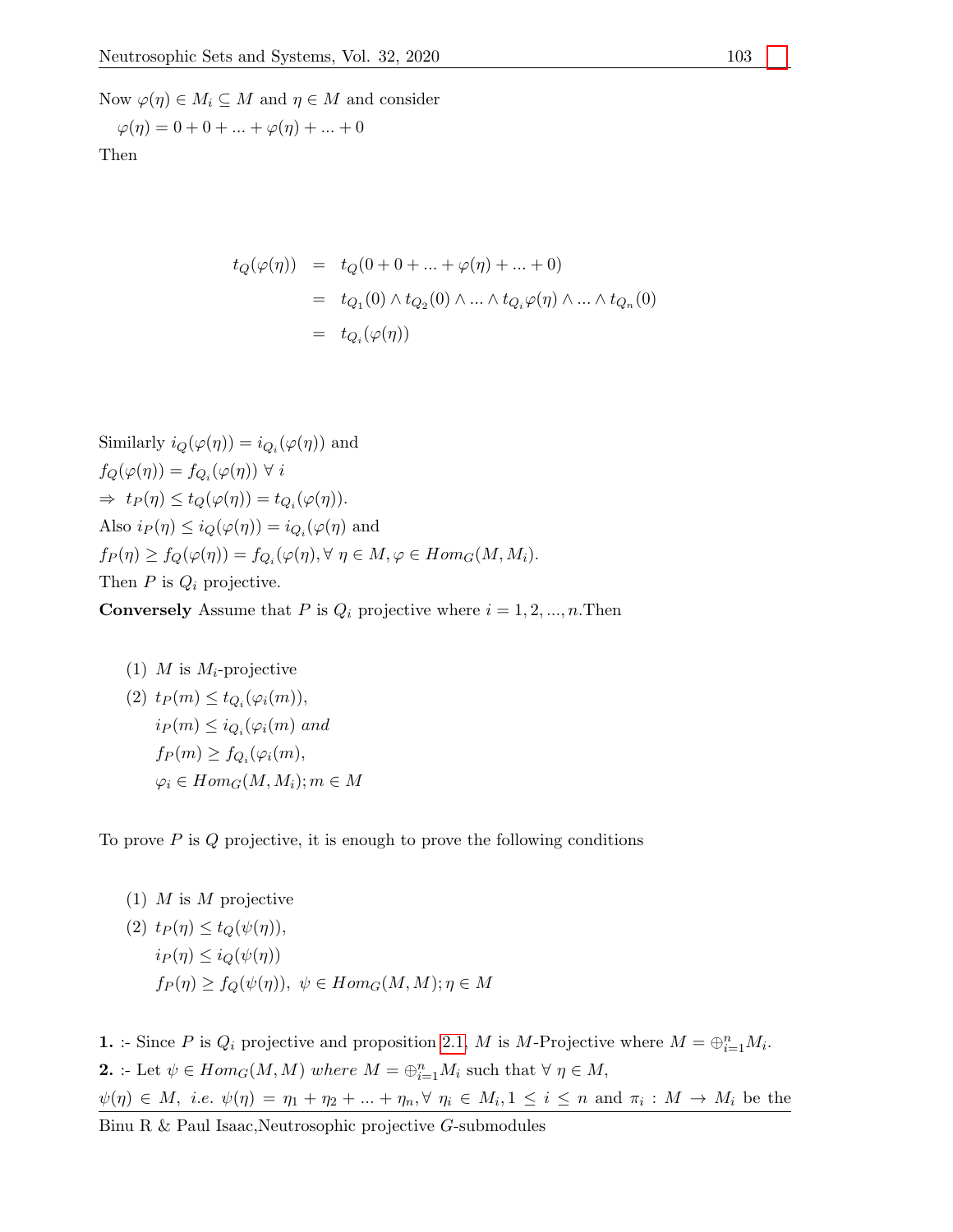Now $\varphi(\eta) \in M_i \subseteq M$ and $\eta \in M$ and consider

$\varphi(\eta) = 0 + 0 + ... + \varphi(\eta) + ... + 0$

Then

$$
\begin{aligned}
t_Q(\varphi(\eta)) &= t_Q(0 + 0 + ... + \varphi(\eta) + ... + 0) \\
&= t_{Q_1}(0) \wedge t_{Q_2}(0) \wedge ... \wedge t_{Q_i}\varphi(\eta) \wedge ... \wedge t_{Q_n}(0) \\
&= t_{Q_i}(\varphi(\eta))
\end{aligned}
$$

Similarly $i_Q(\varphi(\eta)) = i_{Q_i}(\varphi(\eta))$ and

$f_Q(\varphi(\eta)) = f_{Q_i}(\varphi(\eta)) \ \forall \ i$

$\Rightarrow \ t_P(\eta) \leq t_Q(\varphi(\eta)) = t_{Q_i}(\varphi(\eta))$.

Also $i_P(\eta) \leq i_Q(\varphi(\eta)) = i_{Q_i}(\varphi(\eta)$ and

$f_P(\eta) \geq f_Q(\varphi(\eta)) = f_{Q_i}(\varphi(\eta), \forall \ \eta \in M, \varphi \in Hom_G(M, M_i)$.

Then $P$ is $Q_i$ projective.

**Conversely** Assume that $P$ is $Q_i$ projective where $i = 1, 2, ..., n$.Then

(1) $M$ is $M_i$-projective

(2) $t_P(m) \leq t_{Q_i}(\varphi_i(m))$,
$i_P(m) \leq i_{Q_i}(\varphi_i(m)$ *and*
$f_P(m) \geq f_{Q_i}(\varphi_i(m)$,
$\varphi_i \in Hom_G(M, M_i); m \in M$

To prove $P$ is $Q$ projective, it is enough to prove the following conditions

(1) $M$ is $M$ projective

(2) $t_P(\eta) \leq t_Q(\psi(\eta))$,
$i_P(\eta) \leq i_Q(\psi(\eta))$
$f_P(\eta) \geq f_Q(\psi(\eta)), \ \psi \in Hom_G(M, M); \eta \in M$

**1.** :- Since $P$ is $Q_i$ projective and proposition 2.1, $M$ is $M$-Projective where $M = \oplus_{i=1}^{n} M_i$.

**2.** :- Let $\psi \in Hom_G(M, M)$ *where* $M = \oplus_{i=1}^{n} M_i$ such that $\forall \ \eta \in M$,
$\psi(\eta) \in M$, *i.e.* $\psi(\eta) = \eta_1 + \eta_2 + ... + \eta_n, \forall \ \eta_i \in M_i, 1 \leq i \leq n$ and $\pi_i : M \to M_i$ be the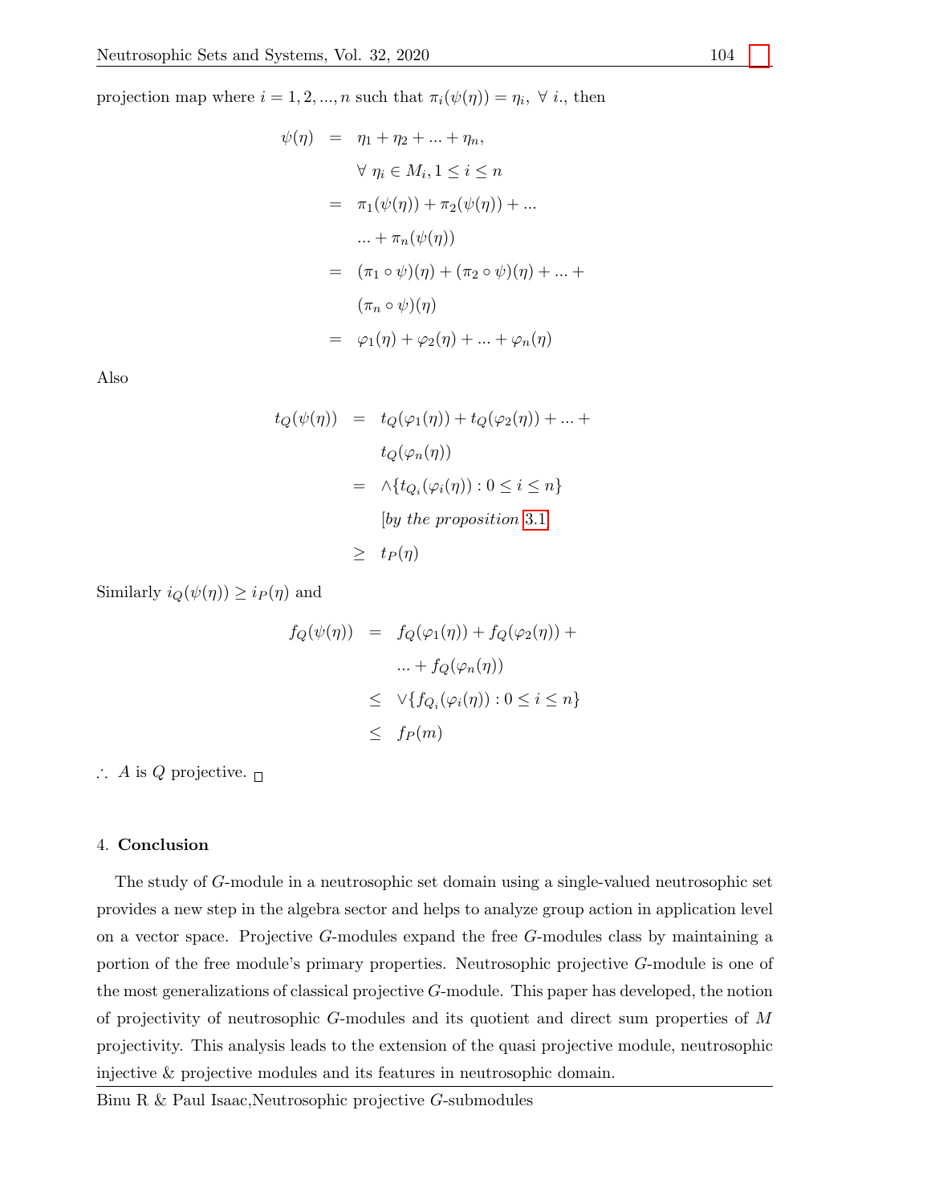projection map where $i = 1, 2, ..., n$ such that $\pi_i(\psi(\eta)) = \eta_i, \; \forall \; i.$, then

$$
\begin{aligned}
\psi(\eta) &= \eta_1 + \eta_2 + ... + \eta_n, \\
& \quad \forall \; \eta_i \in M_i, 1 \leq i \leq n \\
&= \pi_1(\psi(\eta)) + \pi_2(\psi(\eta)) + ... \\
& \quad ... + \pi_n(\psi(\eta)) \\
&= (\pi_1 \circ \psi)(\eta) + (\pi_2 \circ \psi)(\eta) + ... + \\
& \quad (\pi_n \circ \psi)(\eta) \\
&= \varphi_1(\eta) + \varphi_2(\eta) + ... + \varphi_n(\eta)
\end{aligned}
$$

Also

$$
\begin{aligned}
t_Q(\psi(\eta)) &= t_Q(\varphi_1(\eta)) + t_Q(\varphi_2(\eta)) + ... + \\
& \quad t_Q(\varphi_n(\eta)) \\
&= \wedge\{t_{Q_i}(\varphi_i(\eta)) : 0 \leq i \leq n\} \\
& \quad [\textit{by the proposition } 3.1 \\
&\geq t_P(\eta)
\end{aligned}
$$

Similarly $i_Q(\psi(\eta)) \geq i_P(\eta)$ and

$$
\begin{aligned}
f_Q(\psi(\eta)) &= f_Q(\varphi_1(\eta)) + f_Q(\varphi_2(\eta)) + \\
& \quad ... + f_Q(\varphi_n(\eta)) \\
&\leq \vee\{f_{Q_i}(\varphi_i(\eta)) : 0 \leq i \leq n\} \\
&\leq f_P(m)
\end{aligned}
$$

$\therefore$ $A$ is $Q$ projective. □

## 4. **Conclusion**

The study of $G$-module in a neutrosophic set domain using a single-valued neutrosophic set provides a new step in the algebra sector and helps to analyze group action in application level on a vector space. Projective $G$-modules expand the free $G$-modules class by maintaining a portion of the free module's primary properties. Neutrosophic projective $G$-module is one of the most generalizations of classical projective $G$-module. This paper has developed, the notion of projectivity of neutrosophic $G$-modules and its quotient and direct sum properties of $M$ projectivity. This analysis leads to the extension of the quasi projective module, neutrosophic injective & projective modules and its features in neutrosophic domain.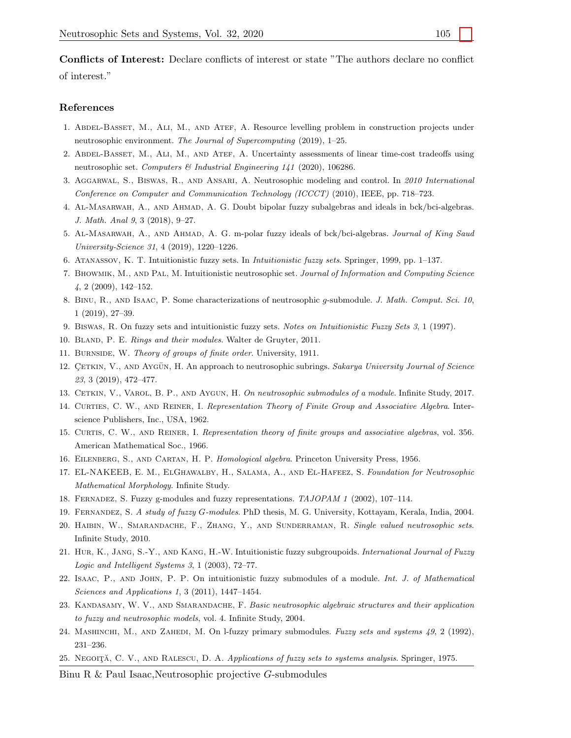**Conflicts of Interest:** Declare conflicts of interest or state "The authors declare no conflict of interest."

## References

1. Abdel-Basset, M., Ali, M., and Atef, A. Resource levelling problem in construction projects under neutrosophic environment. *The Journal of Supercomputing* (2019), 1–25.
2. Abdel-Basset, M., Ali, M., and Atef, A. Uncertainty assessments of linear time-cost tradeoffs using neutrosophic set. *Computers & Industrial Engineering 141* (2020), 106286.
3. Aggarwal, S., Biswas, R., and Ansari, A. Neutrosophic modeling and control. In *2010 International Conference on Computer and Communication Technology (ICCCT)* (2010), IEEE, pp. 718–723.
4. Al-Masarwah, A., and Ahmad, A. G. Doubt bipolar fuzzy subalgebras and ideals in bck/bci-algebras. *J. Math. Anal 9*, 3 (2018), 9–27.
5. Al-Masarwah, A., and Ahmad, A. G. m-polar fuzzy ideals of bck/bci-algebras. *Journal of King Saud University-Science 31*, 4 (2019), 1220–1226.
6. Atanassov, K. T. Intuitionistic fuzzy sets. In *Intuitionistic fuzzy sets*. Springer, 1999, pp. 1–137.
7. Bhowmik, M., and Pal, M. Intuitionistic neutrosophic set. *Journal of Information and Computing Science 4*, 2 (2009), 142–152.
8. Binu, R., and Isaac, P. Some characterizations of neutrosophic $g$-submodule. *J. Math. Comput. Sci. 10*, 1 (2019), 27–39.
9. Biswas, R. On fuzzy sets and intuitionistic fuzzy sets. *Notes on Intuitionistic Fuzzy Sets 3*, 1 (1997).
10. Bland, P. E. *Rings and their modules*. Walter de Gruyter, 2011.
11. Burnside, W. *Theory of groups of finite order*. University, 1911.
12. Çetkin, V., and Aygün, H. An approach to neutrosophic subrings. *Sakarya University Journal of Science 23*, 3 (2019), 472–477.
13. Cetkin, V., Varol, B. P., and Aygun, H. *On neutrosophic submodules of a module*. Infinite Study, 2017.
14. Curties, C. W., and Reiner, I. *Representation Theory of Finite Group and Associative Algebra*. Interscience Publishers, Inc., USA, 1962.
15. Curtis, C. W., and Reiner, I. *Representation theory of finite groups and associative algebras*, vol. 356. American Mathematical Soc., 1966.
16. Eilenberg, S., and Cartan, H. P. *Homological algebra*. Princeton University Press, 1956.
17. EL-NAKEEB, E. M., ElGhawalby, H., Salama, A., and El-Hafeez, S. *Foundation for Neutrosophic Mathematical Morphology*. Infinite Study.
18. Fernadez, S. Fuzzy g-modules and fuzzy representations. *TAJOPAM 1* (2002), 107–114.
19. Fernadez, S. *A study of fuzzy G-modules*. PhD thesis, M. G. University, Kottayam, Kerala, India, 2004.
20. Haibin, W., Smarandache, F., Zhang, Y., and Sunderraman, R. *Single valued neutrosophic sets*. Infinite Study, 2010.
21. Hur, K., Jang, S.-Y., and Kang, H.-W. Intuitionistic fuzzy subgroupoids. *International Journal of Fuzzy Logic and Intelligent Systems 3*, 1 (2003), 72–77.
22. Isaac, P., and John, P. P. On intuitionistic fuzzy submodules of a module. *Int. J. of Mathematical Sciences and Applications 1*, 3 (2011), 1447–1454.
23. Kandasamy, W. V., and Smarandache, F. *Basic neutrosophic algebraic structures and their application to fuzzy and neutrosophic models*, vol. 4. Infinite Study, 2004.
24. Mashinchi, M., and Zahedi, M. On l-fuzzy primary submodules. *Fuzzy sets and systems 49*, 2 (1992), 231–236.
25. Negoiţă, C. V., and Ralescu, D. A. *Applications of fuzzy sets to systems analysis*. Springer, 1975.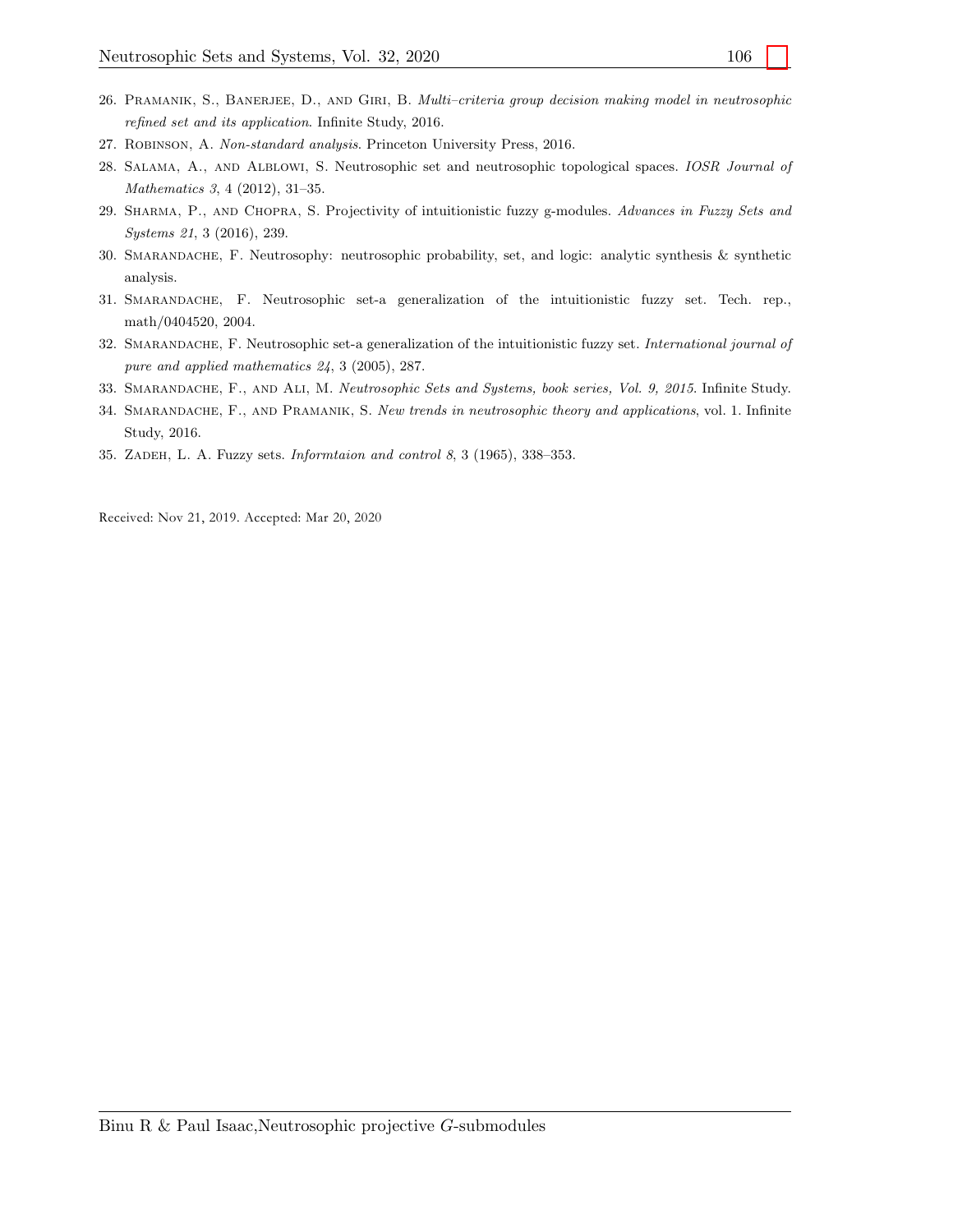26. Pramanik, S., Banerjee, D., and Giri, B. *Multi–criteria group decision making model in neutrosophic refined set and its application*. Infinite Study, 2016.
27. Robinson, A. *Non-standard analysis*. Princeton University Press, 2016.
28. Salama, A., and Alblowi, S. Neutrosophic set and neutrosophic topological spaces. *IOSR Journal of Mathematics 3*, 4 (2012), 31–35.
29. Sharma, P., and Chopra, S. Projectivity of intuitionistic fuzzy g-modules. *Advances in Fuzzy Sets and Systems 21*, 3 (2016), 239.
30. Smarandache, F. Neutrosophy: neutrosophic probability, set, and logic: analytic synthesis & synthetic analysis.
31. Smarandache, F. Neutrosophic set-a generalization of the intuitionistic fuzzy set. Tech. rep., math/0404520, 2004.
32. Smarandache, F. Neutrosophic set-a generalization of the intuitionistic fuzzy set. *International journal of pure and applied mathematics 24*, 3 (2005), 287.
33. Smarandache, F., and Ali, M. *Neutrosophic Sets and Systems, book series, Vol. 9, 2015*. Infinite Study.
34. Smarandache, F., and Pramanik, S. *New trends in neutrosophic theory and applications*, vol. 1. Infinite Study, 2016.
35. Zadeh, L. A. Fuzzy sets. *Informtaion and control 8*, 3 (1965), 338–353.

Received: Nov 21, 2019. Accepted: Mar 20, 2020